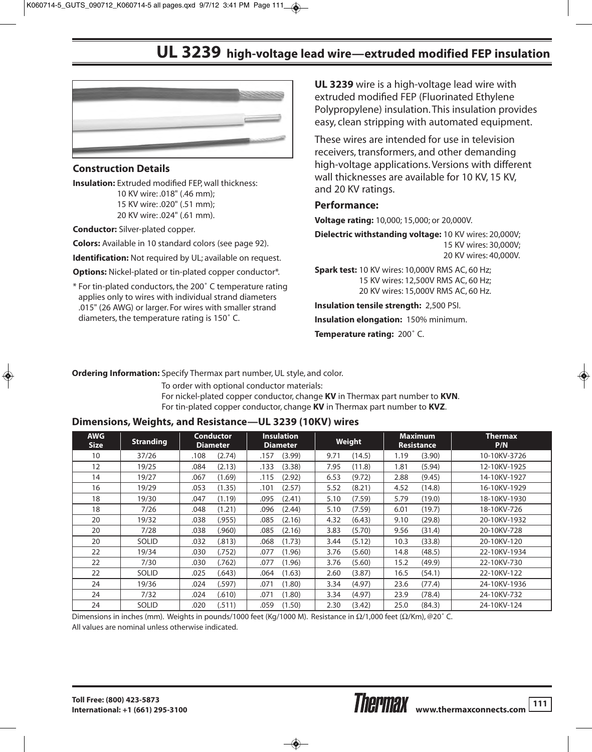# UL 3239 high-voltage lead wire—extruded modified FEP insulation

**UL 3239** wire is a high-voltage lead wire with extruded modified FEP (Fluorinated Ethylene Polypropylene) insulation. This insulation provides easy, clean stripping with automated equipment.

These wires are intended for use in television receivers, transformers, and other demanding high-voltage applications. Versions with different wall thicknesses are available for 10 KV, 15 KV, and 20 KV ratings.

## Construction Details

**Insulation:** Extruded modified FEP, wall thickness:
10 KV wire: .018" (.46 mm);
15 KV wire: .020" (.51 mm);
20 KV wire: .024" (.61 mm).

**Conductor:** Silver-plated copper.

**Colors:** Available in 10 standard colors (see page 92).

**Identification:** Not required by UL; available on request.

**Options:** Nickel-plated or tin-plated copper conductor*.

\* For tin-plated conductors, the 200˚ C temperature rating applies only to wires with individual strand diameters .015" (26 AWG) or larger. For wires with smaller strand diameters, the temperature rating is 150˚ C.

## Performance:

**Voltage rating:** 10,000; 15,000; or 20,000V.

**Dielectric withstanding voltage:** 10 KV wires: 20,000V;
15 KV wires: 30,000V;
20 KV wires: 40,000V.

**Spark test:** 10 KV wires: 10,000V RMS AC, 60 Hz;
15 KV wires: 12,500V RMS AC, 60 Hz;
20 KV wires: 15,000V RMS AC, 60 Hz.

**Insulation tensile strength:** 2,500 PSI.

**Insulation elongation:** 150% minimum.

**Temperature rating:** 200˚ C.

**Ordering Information:** Specify Thermax part number, UL style, and color.

To order with optional conductor materials:
For nickel-plated copper conductor, change **KV** in Thermax part number to **KVN**.
For tin-plated copper conductor, change **KV** in Thermax part number to **KVZ**.

## Dimensions, Weights, and Resistance—UL 3239 (10KV) wires

| AWG Size | Stranding | Conductor Diameter | Insulation Diameter | Weight | Maximum Resistance | Thermax P/N |
|---|---|---|---|---|---|---|
| 10 | 37/26 | .108 (2.74) | .157 (3.99) | 9.71 (14.5) | 1.19 (3.90) | 10-10KV-3726 |
| 12 | 19/25 | .084 (2.13) | .133 (3.38) | 7.95 (11.8) | 1.81 (5.94) | 12-10KV-1925 |
| 14 | 19/27 | .067 (1.69) | .115 (2.92) | 6.53 (9.72) | 2.88 (9.45) | 14-10KV-1927 |
| 16 | 19/29 | .053 (1.35) | .101 (2.57) | 5.52 (8.21) | 4.52 (14.8) | 16-10KV-1929 |
| 18 | 19/30 | .047 (1.19) | .095 (2.41) | 5.10 (7.59) | 5.79 (19.0) | 18-10KV-1930 |
| 18 | 7/26 | .048 (1.21) | .096 (2.44) | 5.10 (7.59) | 6.01 (19.7) | 18-10KV-726 |
| 20 | 19/32 | .038 (.955) | .085 (2.16) | 4.32 (6.43) | 9.10 (29.8) | 20-10KV-1932 |
| 20 | 7/28 | .038 (.960) | .085 (2.16) | 3.83 (5.70) | 9.56 (31.4) | 20-10KV-728 |
| 20 | SOLID | .032 (.813) | .068 (1.73) | 3.44 (5.12) | 10.3 (33.8) | 20-10KV-120 |
| 22 | 19/34 | .030 (.752) | .077 (1.96) | 3.76 (5.60) | 14.8 (48.5) | 22-10KV-1934 |
| 22 | 7/30 | .030 (.762) | .077 (1.96) | 3.76 (5.60) | 15.2 (49.9) | 22-10KV-730 |
| 22 | SOLID | .025 (.643) | .064 (1.63) | 2.60 (3.87) | 16.5 (54.1) | 22-10KV-122 |
| 24 | 19/36 | .024 (.597) | .071 (1.80) | 3.34 (4.97) | 23.6 (77.4) | 24-10KV-1936 |
| 24 | 7/32 | .024 (.610) | .071 (1.80) | 3.34 (4.97) | 23.9 (78.4) | 24-10KV-732 |
| 24 | SOLID | .020 (.511) | .059 (1.50) | 2.30 (3.42) | 25.0 (84.3) | 24-10KV-124 |

Dimensions in inches (mm). Weights in pounds/1000 feet (Kg/1000 M). Resistance in Ω/1,000 feet (Ω/Km), @20˚ C.
All values are nominal unless otherwise indicated.

**Toll Free: (800) 423-5873**
**International: +1 (661) 295-3100**

Thermax www.thermaxconnects.com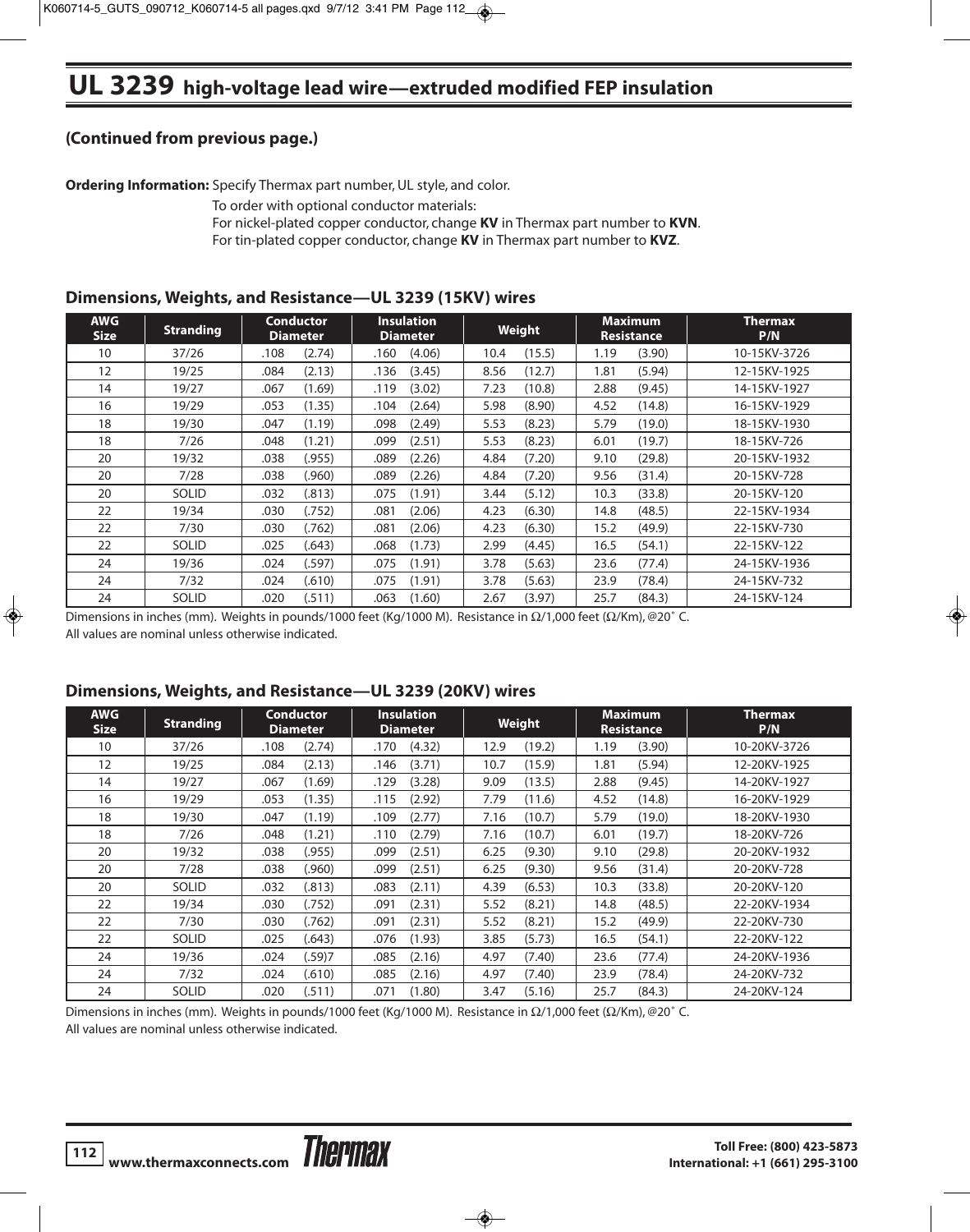# UL 3239 high-voltage lead wire—extruded modified FEP insulation

**(Continued from previous page.)**

**Ordering Information:** Specify Thermax part number, UL style, and color.

To order with optional conductor materials:
For nickel-plated copper conductor, change **KV** in Thermax part number to **KVN**.
For tin-plated copper conductor, change **KV** in Thermax part number to **KVZ**.

## Dimensions, Weights, and Resistance—UL 3239 (15KV) wires

| AWG Size | Stranding | Conductor Diameter | | Insulation Diameter | | Weight | | Maximum Resistance | | Thermax P/N |
|---|---|---|---|---|---|---|---|---|---|---|
| 10 | 37/26 | .108 | (2.74) | .160 | (4.06) | 10.4 | (15.5) | 1.19 | (3.90) | 10-15KV-3726 |
| 12 | 19/25 | .084 | (2.13) | .136 | (3.45) | 8.56 | (12.7) | 1.81 | (5.94) | 12-15KV-1925 |
| 14 | 19/27 | .067 | (1.69) | .119 | (3.02) | 7.23 | (10.8) | 2.88 | (9.45) | 14-15KV-1927 |
| 16 | 19/29 | .053 | (1.35) | .104 | (2.64) | 5.98 | (8.90) | 4.52 | (14.8) | 16-15KV-1929 |
| 18 | 19/30 | .047 | (1.19) | .098 | (2.49) | 5.53 | (8.23) | 5.79 | (19.0) | 18-15KV-1930 |
| 18 | 7/26 | .048 | (1.21) | .099 | (2.51) | 5.53 | (8.23) | 6.01 | (19.7) | 18-15KV-726 |
| 20 | 19/32 | .038 | (.955) | .089 | (2.26) | 4.84 | (7.20) | 9.10 | (29.8) | 20-15KV-1932 |
| 20 | 7/28 | .038 | (.960) | .089 | (2.26) | 4.84 | (7.20) | 9.56 | (31.4) | 20-15KV-728 |
| 20 | SOLID | .032 | (.813) | .075 | (1.91) | 3.44 | (5.12) | 10.3 | (33.8) | 20-15KV-120 |
| 22 | 19/34 | .030 | (.752) | .081 | (2.06) | 4.23 | (6.30) | 14.8 | (48.5) | 22-15KV-1934 |
| 22 | 7/30 | .030 | (.762) | .081 | (2.06) | 4.23 | (6.30) | 15.2 | (49.9) | 22-15KV-730 |
| 22 | SOLID | .025 | (.643) | .068 | (1.73) | 2.99 | (4.45) | 16.5 | (54.1) | 22-15KV-122 |
| 24 | 19/36 | .024 | (.597) | .075 | (1.91) | 3.78 | (5.63) | 23.6 | (77.4) | 24-15KV-1936 |
| 24 | 7/32 | .024 | (.610) | .075 | (1.91) | 3.78 | (5.63) | 23.9 | (78.4) | 24-15KV-732 |
| 24 | SOLID | .020 | (.511) | .063 | (1.60) | 2.67 | (3.97) | 25.7 | (84.3) | 24-15KV-124 |

Dimensions in inches (mm). Weights in pounds/1000 feet (Kg/1000 M). Resistance in Ω/1,000 feet (Ω/Km), @20° C.
All values are nominal unless otherwise indicated.

## Dimensions, Weights, and Resistance—UL 3239 (20KV) wires

| AWG Size | Stranding | Conductor Diameter | | Insulation Diameter | | Weight | | Maximum Resistance | | Thermax P/N |
|---|---|---|---|---|---|---|---|---|---|---|
| 10 | 37/26 | .108 | (2.74) | .170 | (4.32) | 12.9 | (19.2) | 1.19 | (3.90) | 10-20KV-3726 |
| 12 | 19/25 | .084 | (2.13) | .146 | (3.71) | 10.7 | (15.9) | 1.81 | (5.94) | 12-20KV-1925 |
| 14 | 19/27 | .067 | (1.69) | .129 | (3.28) | 9.09 | (13.5) | 2.88 | (9.45) | 14-20KV-1927 |
| 16 | 19/29 | .053 | (1.35) | .115 | (2.92) | 7.79 | (11.6) | 4.52 | (14.8) | 16-20KV-1929 |
| 18 | 19/30 | .047 | (1.19) | .109 | (2.77) | 7.16 | (10.7) | 5.79 | (19.0) | 18-20KV-1930 |
| 18 | 7/26 | .048 | (1.21) | .110 | (2.79) | 7.16 | (10.7) | 6.01 | (19.7) | 18-20KV-726 |
| 20 | 19/32 | .038 | (.955) | .099 | (2.51) | 6.25 | (9.30) | 9.10 | (29.8) | 20-20KV-1932 |
| 20 | 7/28 | .038 | (.960) | .099 | (2.51) | 6.25 | (9.30) | 9.56 | (31.4) | 20-20KV-728 |
| 20 | SOLID | .032 | (.813) | .083 | (2.11) | 4.39 | (6.53) | 10.3 | (33.8) | 20-20KV-120 |
| 22 | 19/34 | .030 | (.752) | .091 | (2.31) | 5.52 | (8.21) | 14.8 | (48.5) | 22-20KV-1934 |
| 22 | 7/30 | .030 | (.762) | .091 | (2.31) | 5.52 | (8.21) | 15.2 | (49.9) | 22-20KV-730 |
| 22 | SOLID | .025 | (.643) | .076 | (1.93) | 3.85 | (5.73) | 16.5 | (54.1) | 22-20KV-122 |
| 24 | 19/36 | .024 | (.59)7 | .085 | (2.16) | 4.97 | (7.40) | 23.6 | (77.4) | 24-20KV-1936 |
| 24 | 7/32 | .024 | (.610) | .085 | (2.16) | 4.97 | (7.40) | 23.9 | (78.4) | 24-20KV-732 |
| 24 | SOLID | .020 | (.511) | .071 | (1.80) | 3.47 | (5.16) | 25.7 | (84.3) | 24-20KV-124 |

Dimensions in inches (mm). Weights in pounds/1000 feet (Kg/1000 M). Resistance in Ω/1,000 feet (Ω/Km), @20° C.
All values are nominal unless otherwise indicated.

www.thermaxconnects.com Thermax Toll Free: (800) 423-5873 International: +1 (661) 295-3100